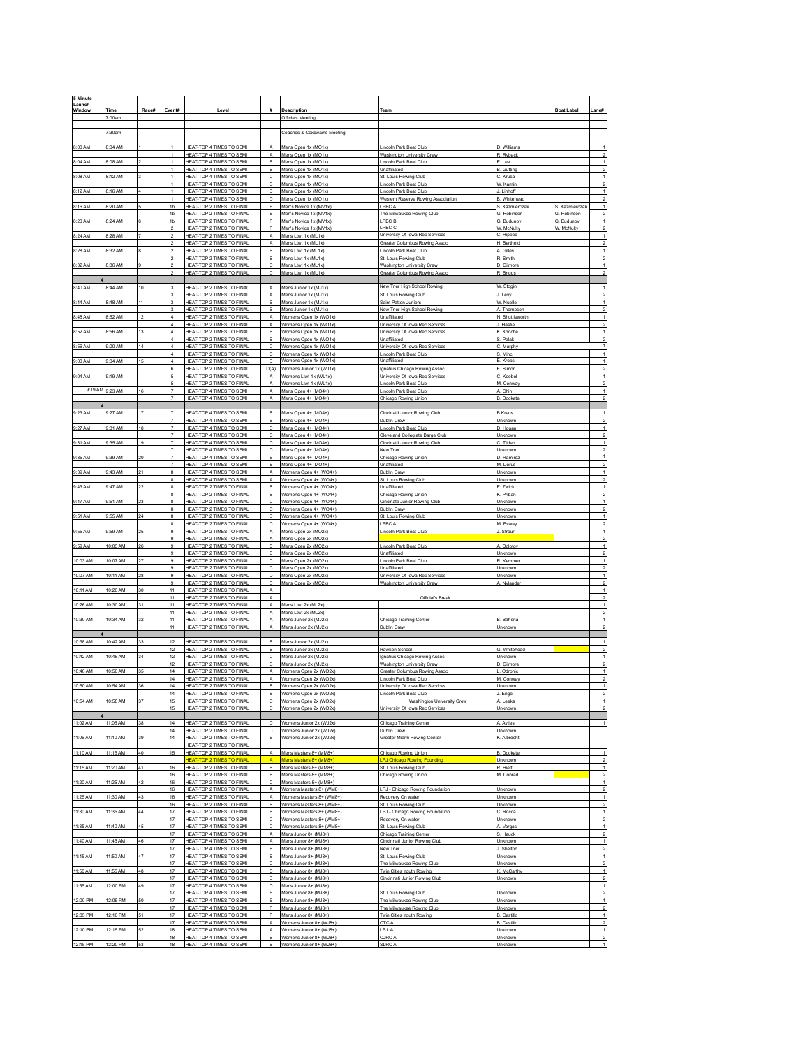| 5 Minute Launch Window | Time | Race# | Event# | Level | # | Description | Team | | Boat Label | Lane# |
|---|---|---|---|---|---|---|---|---|---|---|
| | 7:00am | | | | | Officials Meeting | | | | |
| | 7:30am | | | | | Coaches & Coxswains Meeting | | | | |
| 8:00 AM | 8:04 AM | 1 | 1 | HEAT-TOP 4 TIMES TO SEMI | A | Mens Open 1x (MO1x) | Lincoln Park Boat Club | D. Williams | | 1 |
| | | | 1 | HEAT-TOP 4 TIMES TO SEMI | A | Mens Open 1x (MO1x) | Washington University Crew | R. Ryback | | 2 |
| 8:04 AM | 8:08 AM | 2 | 1 | HEAT-TOP 4 TIMES TO SEMI | B | Mens Open 1x (MO1x) | Lincoln Park Boat Club | E. Lev | | 1 |
| | | | 1 | HEAT-TOP 4 TIMES TO SEMI | B | Mens Open 1x (MO1x) | Unaffiliated | B. Gutting | | 2 |
| 8:08 AM | 8:12 AM | 3 | 1 | HEAT-TOP 4 TIMES TO SEMI | C | Mens Open 1x (MO1x) | St. Louis Rowing Club | C. Krusa | | 1 |
| | | | 1 | HEAT-TOP 4 TIMES TO SEMI | C | Mens Open 1x (MO1x) | Lincoln Park Boat Club | W. Kamin | | 2 |
| 8:12 AM | 8:16 AM | 4 | 1 | HEAT-TOP 4 TIMES TO SEMI | D | Mens Open 1x (MO1x) | Lincoln Park Boat Club | J. Linhoff | | 1 |
| | | | 1 | HEAT-TOP 4 TIMES TO SEMI | D | Mens Open 1x (MO1x) | Western Reserve Rowing Association | B. Whitehead | | 2 |
| 8:16 AM | 8:20 AM | 5 | 1b | HEAT-TOP 2 TIMES TO FINAL | E | Men's Novice 1x (MV1x) | LPBC A | S. Kazmierczak | S. Kazmierczak | 1 |
| | | | 1b | HEAT-TOP 2 TIMES TO FINAL | E | Men's Novice 1x (MV1x) | The Milwaukee Rowing Club | G. Robinson | G. Robinson | 2 |
| 8:20 AM | 8:24 AM | 6 | 1b | HEAT-TOP 2 TIMES TO FINAL | F | Men's Novice 1x (MV1x) | LPBC B | G. Budunov | G. Budunov | 1 |
| | | | 2 | HEAT-TOP 2 TIMES TO FINAL | F | Men's Novice 1x (MV1x) | LPBC C | W. McNulty | W. McNulty | 2 |
| 8:24 AM | 8:28 AM | 7 | 2 | HEAT-TOP 2 TIMES TO FINAL | A | Mens Ltwt 1x (ML1x) | University Of Iowa Rec Services | C. Hippee | | 1 |
| | | | 2 | HEAT-TOP 2 TIMES TO FINAL | A | Mens Ltwt 1x (ML1x) | Greater Columbus Rowing Assoc | H. Berthold | | 2 |
| 8:28 AM | 8:32 AM | 8 | 2 | HEAT-TOP 2 TIMES TO FINAL | B | Mens Ltwt 1x (ML1x) | Lincoln Park Boat Club | A. Gilles | | 1 |
| | | | 2 | HEAT-TOP 2 TIMES TO FINAL | B | Mens Ltwt 1x (ML1x) | St. Louis Rowing Club | R. Smith | | 2 |
| 8:32 AM | 8:36 AM | 9 | 2 | HEAT-TOP 2 TIMES TO FINAL | C | Mens Ltwt 1x (ML1x) | Washington University Crew | D. Gilmore | | 1 |
| | | | 2 | HEAT-TOP 2 TIMES TO FINAL | C | Mens Ltwt 1x (ML1x) | Greater Columbus Rowing Assoc | R. Briggs | | 2 |
| 4 | | | | | | | | | | |
| 8:40 AM | 8:44 AM | 10 | 3 | HEAT-TOP 2 TIMES TO FINAL | A | Mens Junior 1x (MJ1x) | New Trier High School Rowing | W. Stogin | | 1 |
| | | | 3 | HEAT-TOP 2 TIMES TO FINAL | A | Mens Junior 1x (MJ1x) | St. Louis Rowing Club | J. Levy | | 2 |
| 8:44 AM | 8:48 AM | 11 | 3 | HEAT-TOP 2 TIMES TO FINAL | B | Mens Junior 1x (MJ1x) | Saint Patton Juniors | W. Nuelle | | 1 |
| | | | 3 | HEAT-TOP 2 TIMES TO FINAL | B | Mens Junior 1x (MJ1x) | New Trier High School Rowing | A. Thompson | | 2 |
| 8:48 AM | 8:52 AM | 12 | 4 | HEAT-TOP 2 TIMES TO FINAL | A | Womens Open 1x (WO1x) | Unaffiliated | N. Shuttleworth | | 1 |
| | | | 4 | HEAT-TOP 2 TIMES TO FINAL | A | Womens Open 1x (WO1x) | University Of Iowa Rec Services | J. Hastie | | 2 |
| 8:52 AM | 8:56 AM | 13 | 4 | HEAT-TOP 2 TIMES TO FINAL | B | Womens Open 1x (WO1x) | University Of Iowa Rec Services | K. Knoche | | 1 |
| | | | 4 | HEAT-TOP 2 TIMES TO FINAL | B | Womens Open 1x (WO1x) | Unaffiliated | S. Polak | | 2 |
| 8:56 AM | 9:00 AM | 14 | 4 | HEAT-TOP 2 TIMES TO FINAL | C | Womens Open 1x (WO1x) | University Of Iowa Rec Services | C. Murphy | | 1 |
| | | | 4 | HEAT-TOP 2 TIMES TO FINAL | C | Womens Open 1x (WO1x) | Lincoln Park Boat Club | S. Minc | | 1 |
| 9:00 AM | 9:04 AM | 15 | 4 | HEAT-TOP 2 TIMES TO FINAL | D | Womens Open 1x (WO1x) | Unaffiliated | E. Krebs | | 1 |
| | | | 6 | HEAT-TOP 2 TIMES TO FINAL | D(A) | Womens Junior 1x (WJ1x) | Ignatius Chicago Rowing Assoc | E. Simon | | 2 |
| 9:04 AM | 9:19 AM | | 5 | HEAT-TOP 2 TIMES TO FINAL | A | Womens Ltwt 1x (WL1x) | University Of Iowa Rec Services | C. Koebel | | 1 |
| | | | 5 | HEAT-TOP 2 TIMES TO FINAL | A | Womens Ltwt 1x (WL1x) | Lincoln Park Boat Club | M. Conway | | 2 |
| 9:19 AM | 9:23 AM | 16 | 7 | HEAT-TOP 4 TIMES TO SEMI | A | Mens Open 4+ (MO4+) | Lincoln Park Boat Club | A. Chin | | 1 |
| | | | 7 | HEAT-TOP 4 TIMES TO SEMI | A | Mens Open 4+ (MO4+) | Chicago Rowing Union | B. Dockate | | 2 |
| 4 | | | | | | | | | | |
| 9:23 AM | 9:27 AM | 17 | 7 | HEAT-TOP 4 TIMES TO SEMI | B | Mens Open 4+ (MO4+) | Cincinatti Junior Rowing Club | B Kraus | | 1 |
| | | | 7 | HEAT-TOP 4 TIMES TO SEMI | B | Mens Open 4+ (MO4+) | Dublin Crew | Unknown | | 2 |
| 9:27 AM | 9:31 AM | 18 | 7 | HEAT-TOP 4 TIMES TO SEMI | C | Mens Open 4+ (MO4+) | Lincoln Park Boat Club | D. Hogan | | 1 |
| | | | 7 | HEAT-TOP 4 TIMES TO SEMI | C | Mens Open 4+ (MO4+) | Cleveland Collegiate Barge Club | Unknown | | 2 |
| 9:31 AM | 9:35 AM | 19 | 7 | HEAT-TOP 4 TIMES TO SEMI | D | Mens Open 4+ (MO4+) | Cincinatti Junior Rowing Club | C. Tilden | | 1 |
| | | | 7 | HEAT-TOP 4 TIMES TO SEMI | D | Mens Open 4+ (MO4+) | New Trier | Unknown | | 2 |
| 9:35 AM | 9:39 AM | 20 | 7 | HEAT-TOP 4 TIMES TO SEMI | E | Mens Open 4+ (MO4+) | Chicago Rowing Union | D. Ramirez | | 1 |
| | | | 7 | HEAT-TOP 4 TIMES TO SEMI | E | Mens Open 4+ (MO4+) | Unaffiliated | M. Dorus | | 2 |
| 9:39 AM | 9:43 AM | 21 | 8 | HEAT-TOP 4 TIMES TO SEMI | A | Womens Open 4+ (WO4+) | Dublin Crew | Unknown | | 1 |
| | | | 8 | HEAT-TOP 4 TIMES TO SEMI | A | Womens Open 4+ (WO4+) | St. Louis Rowing Club | Unknown | | 2 |
| 9:43 AM | 9:47 AM | 22 | 8 | HEAT-TOP 2 TIMES TO FINAL | B | Womens Open 4+ (WO4+) | Unaffiliated | E. Zwick | | 1 |
| | | | 8 | HEAT-TOP 2 TIMES TO FINAL | B | Womens Open 4+ (WO4+) | Chicago Rowing Union | K. Priban | | 2 |
| 9:47 AM | 9:51 AM | 23 | 8 | HEAT-TOP 2 TIMES TO FINAL | C | Womens Open 4+ (WO4+) | Cincinatti Junior Rowing Club | Unknown | | 1 |
| | | | 8 | HEAT-TOP 2 TIMES TO FINAL | C | Womens Open 4+ (WO4+) | Dublin Crew | Unknown | | 2 |
| 9:51 AM | 9:55 AM | 24 | 8 | HEAT-TOP 2 TIMES TO FINAL | D | Womens Open 4+ (WO4+) | St. Louis Rowing Club | Unknown | | 1 |
| | | | 8 | HEAT-TOP 2 TIMES TO FINAL | D | Womens Open 4+ (WO4+) | LPBC A | M. Esway | | 2 |
| 9:55 AM | 9:59 AM | 25 | 9 | HEAT-TOP 2 TIMES TO FINAL | A | Mens Open 2x (MO2x) | Lincoln Park Boat Club | J. Streur | | 1 |
| | | | 9 | HEAT-TOP 2 TIMES TO FINAL | A | Mens Open 2x (MO2x) | | | | 2 |
| 9:59 AM | 10:03 AM | 26 | 9 | HEAT-TOP 2 TIMES TO FINAL | B | Mens Open 2x (MO2x) | Lincoln Park Boat Club | A. Dolotov | | 1 |
| | | | 9 | HEAT-TOP 2 TIMES TO FINAL | B | Mens Open 2x (MO2x) | Unaffiliated | Unknown | | 2 |
| 10:03 AM | 10:07 AM | 27 | 9 | HEAT-TOP 2 TIMES TO FINAL | C | Mens Open 2x (MO2x) | Lincoln Park Boat Club | R. Kemmer | | 1 |
| | | | 9 | HEAT-TOP 2 TIMES TO FINAL | C | Mens Open 2x (MO2x) | Unaffiliated | Unknown | | 2 |
| 10:07 AM | 10:11 AM | 28 | 9 | HEAT-TOP 2 TIMES TO FINAL | D | Mens Open 2x (MO2x) | University Of Iowa Rec Services | Unknown | | 1 |
| | | | 9 | HEAT-TOP 2 TIMES TO FINAL | D | Mens Open 2x (MO2x) | Washington University Crew | A. Nylander | | 2 |
| 10:11 AM | 10:26 AM | 30 | 11 | HEAT-TOP 2 TIMES TO FINAL | A | | | | | 1 |
| | | | 11 | HEAT-TOP 2 TIMES TO FINAL | A | | Official's Break | | | 2 |
| 10:26 AM | 10:30 AM | 31 | 11 | HEAT-TOP 2 TIMES TO FINAL | A | Mens Ltwt 2x (ML2x) | | | | 1 |
| | | | 11 | HEAT-TOP 2 TIMES TO FINAL | A | Mens Ltwt 2x (ML2x) | | | | 2 |
| 10:30 AM | 10:34 AM | 32 | 11 | HEAT-TOP 2 TIMES TO FINAL | A | Mens Junior 2x (MJ2x) | Chicago Training Center | B. Bahena | | 1 |
| | | | 11 | HEAT-TOP 2 TIMES TO FINAL | A | Mens Junior 2x (MJ2x) | Dublin Crew | Unknown | | 2 |
| 4 | | | | | | | | | | |
| 10:38 AM | 10:42 AM | 33 | 12 | HEAT-TOP 2 TIMES TO FINAL | B | Mens Junior 2x (MJ2x) | | | | 1 |
| | | | 12 | HEAT-TOP 2 TIMES TO FINAL | B | Mens Junior 2x (MJ2x) | Hawken School | G. Whitehead | | 2 |
| 10:42 AM | 10:46 AM | 34 | 12 | HEAT-TOP 2 TIMES TO FINAL | C | Mens Junior 2x (MJ2x) | Ignatius Chicago Rowing Assoc | Unknown | | 1 |
| | | | 12 | HEAT-TOP 2 TIMES TO FINAL | C | Mens Junior 2x (MJ2x) | Washington University Crew | D. Gilmore | | 2 |
| 10:46 AM | 10:50 AM | 35 | 14 | HEAT-TOP 2 TIMES TO FINAL | A | Womens Open 2x (WO2x) | Greater Columbus Rowing Assoc | L. Odronic | | 1 |
| | | | 14 | HEAT-TOP 2 TIMES TO FINAL | A | Womens Open 2x (WO2x) | Lincoln Park Boat Club | M. Conway | | 2 |
| 10:50 AM | 10:54 AM | 36 | 14 | HEAT-TOP 2 TIMES TO FINAL | B | Womens Open 2x (WO2x) | University Of Iowa Rec Services | Unknown | | 1 |
| | | | 14 | HEAT-TOP 2 TIMES TO FINAL | B | Womens Open 2x (WO2x) | Lincoln Park Boat Club | J. Engel | | 2 |
| 10:54 AM | 10:58 AM | 37 | 15 | HEAT-TOP 2 TIMES TO FINAL | C | Womens Open 2x (WO2x) | Washington University Crew | A. Leeka | | 1 |
| | | | 15 | HEAT-TOP 2 TIMES TO FINAL | C | Womens Open 2x (WO2x) | University Of Iowa Rec Services | Unknown | | 2 |
| 4 | | | | | | | | | | |
| 11:02 AM | 11:06 AM | 38 | 14 | HEAT-TOP 2 TIMES TO FINAL | D | Womens Junior 2x (WJ2x) | Chicago Training Center | A. Aviles | | 1 |
| | | | 14 | HEAT-TOP 2 TIMES TO FINAL | D | Womens Junior 2x (WJ2x) | Dublin Crew | Unknown | | |
| 11:06 AM | 11:10 AM | 39 | 14 | HEAT-TOP 2 TIMES TO FINAL | E | Womens Junior 2x (WJ2x) | Greater Miami Rowing Center | K. Albrecht | | |
| | | | | HEAT-TOP 2 TIMES TO FINAL | | | | | | |
| 11:10 AM | 11:15 AM | 40 | 15 | HEAT-TOP 2 TIMES TO FINAL | A | Mens Masters 8+ (MM8+) | Chicago Rowing Union | B. Dockate | | 1 |
| | | | 15 | HEAT-TOP 2 TIMES TO FINAL | A | Mens Masters 8+ (MM8+) | LPJ Chicago Rowing Founding | Unknown | | 2 |
| 11:15 AM | 11:20 AM | 41 | 16 | HEAT-TOP 2 TIMES TO FINAL | B | Mens Masters 8+ (MM8+) | St. Louis Rowing Club | R. Hiett | | 1 |
| | | | 16 | HEAT-TOP 2 TIMES TO FINAL | B | Mens Masters 8+ (MM8+) | Chicago Rowing Union | M. Conrad | | 2 |
| 11:20 AM | 11:25 AM | 42 | 16 | HEAT-TOP 2 TIMES TO FINAL | C | Mens Masters 8+ (MM8+) | | | | 1 |
| | | | 16 | HEAT-TOP 2 TIMES TO FINAL | A | Womens Masters 8+ (WM8+) | LPJ - Chicago Rowing Foundation | Unknown | | 2 |
| 11:25 AM | 11:30 AM | 43 | 16 | HEAT-TOP 2 TIMES TO FINAL | A | Womens Masters 8+ (WM8+) | Recovery On water | Unknown | | 1 |
| | | | 16 | HEAT-TOP 2 TIMES TO FINAL | B | Womens Masters 8+ (WM8+) | St. Louis Rowing Club | Unknown | | 2 |
| 11:30 AM | 11:35 AM | 44 | 17 | HEAT-TOP 2 TIMES TO FINAL | B | Womens Masters 8+ (WM8+) | LPJ - Chicago Rowing Foundation | C. Rocca | | 1 |
| | | | 17 | HEAT-TOP 4 TIMES TO SEMI | C | Womens Masters 8+ (WM8+) | Recovery On water | Unknown | | 2 |
| 11:35 AM | 11:40 AM | 45 | 17 | HEAT-TOP 4 TIMES TO SEMI | C | Womens Masters 8+ (WM8+) | St. Louis Rowing Club | A. Vargas | | 1 |
| | | | 17 | HEAT-TOP 4 TIMES TO SEMI | A | Mens Junior 8+ (MJ8+) | Chicago Training Center | S. Hauck | | 2 |
| 11:40 AM | 11:45 AM | 46 | 17 | HEAT-TOP 4 TIMES TO SEMI | A | Mens Junior 8+ (MJ8+) | Cincinnati Junior Rowing Club | Unknown | | 1 |
| | | | 17 | HEAT-TOP 4 TIMES TO SEMI | B | Mens Junior 8+ (MJ8+) | New Trier | J. Shelton | | 2 |
| 11:45 AM | 11:50 AM | 47 | 17 | HEAT-TOP 4 TIMES TO SEMI | B | Mens Junior 8+ (MJ8+) | St. Louis Rowing Club | Unknown | | 1 |
| | | | 17 | HEAT-TOP 4 TIMES TO SEMI | C | Mens Junior 8+ (MJ8+) | The Milwaukee Rowing Club | Unknown | | 2 |
| 11:50 AM | 11:55 AM | 48 | 17 | HEAT-TOP 4 TIMES TO SEMI | C | Mens Junior 8+ (MJ8+) | Twin Cities Youth Rowing | K. McCarthy | | 1 |
| | | | 17 | HEAT-TOP 4 TIMES TO SEMI | D | Mens Junior 8+ (MJ8+) | Cincinnati Junior Rowing Club | Unknown | | 2 |
| 11:55 AM | 12:00 PM | 49 | 17 | HEAT-TOP 4 TIMES TO SEMI | D | Mens Junior 8+ (MJ8+) | | | | 1 |
| | | | 17 | HEAT-TOP 4 TIMES TO SEMI | E | Mens Junior 8+ (MJ8+) | St. Louis Rowing Club | Unknown | | 2 |
| 12:00 PM | 12:05 PM | 50 | 17 | HEAT-TOP 4 TIMES TO SEMI | E | Mens Junior 8+ (MJ8+) | The Milwaukee Rowing Club | Unknown | | 1 |
| | | | 17 | HEAT-TOP 4 TIMES TO SEMI | F | Mens Junior 8+ (MJ8+) | The Milwaukee Rowing Club | Unknown | | 2 |
| 12:05 PM | 12:10 PM | 51 | 17 | HEAT-TOP 4 TIMES TO SEMI | F | Mens Junior 8+ (MJ8+) | Twin Cities Youth Rowing | B. Castillo | | 1 |
| | | | 17 | HEAT-TOP 4 TIMES TO SEMI | A | Womens Junior 8+ (WJ8+) | CTC A | B. Castillo | | 2 |
| 12:10 PM | 12:15 PM | 52 | 18 | HEAT-TOP 4 TIMES TO SEMI | A | Womens Junior 8+ (WJ8+) | LPJ A | Unknown | | 1 |
| | | | 18 | HEAT-TOP 4 TIMES TO SEMI | B | Womens Junior 8+ (WJ8+) | CJRC A | Unknown | | 2 |
| 12:15 PM | 12:20 PM | 53 | 18 | HEAT-TOP 4 TIMES TO SEMI | B | Womens Junior 8+ (WJ8+) | SLRC A | Unknown | | 1 |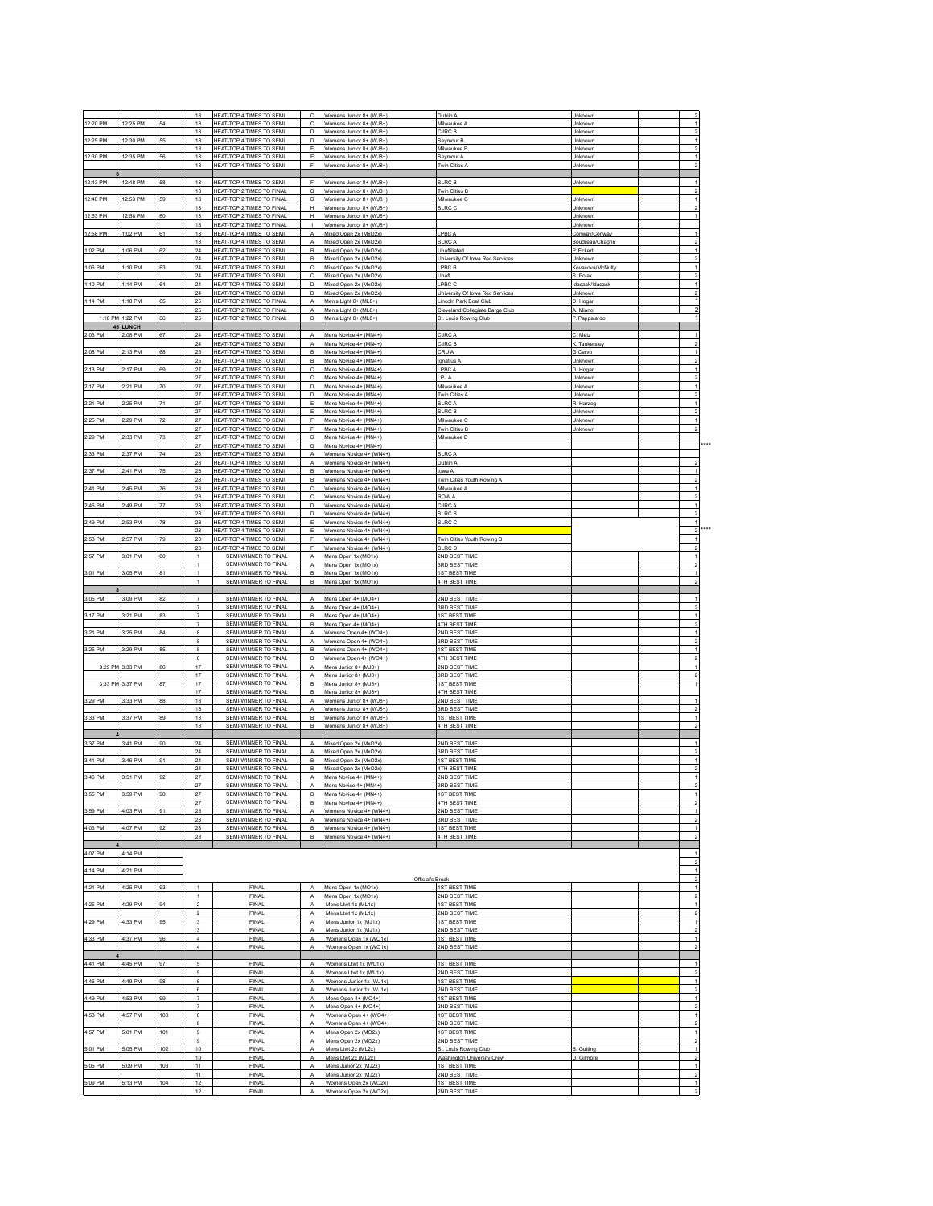| | | | | | | | | | | | |
|---|---|---|---|---|---|---|---|---|---|---|---|
| | | | 18 | HEAT-TOP 4 TIMES TO SEMI | C | Womens Junior 8+ (WJ8+) | Dublin A | Unknown | | 2 | |
| 12:20 PM | 12:25 PM | 54 | 18 | HEAT-TOP 4 TIMES TO SEMI | C | Womens Junior 8+ (WJ8+) | Milwaukee A | Unknown | | 1 | |
| | | | 18 | HEAT-TOP 4 TIMES TO SEMI | D | Womens Junior 8+ (WJ8+) | CJRC B | Unknown | | 2 | |
| 12:25 PM | 12:30 PM | 55 | 18 | HEAT-TOP 4 TIMES TO SEMI | D | Womens Junior 8+ (WJ8+) | Seymour B | Unknown | | 1 | |
| | | | 18 | HEAT-TOP 4 TIMES TO SEMI | E | Womens Junior 8+ (WJ8+) | Milwaukee B | Unknown | | 2 | |
| 12:30 PM | 12:35 PM | 56 | 18 | HEAT-TOP 4 TIMES TO SEMI | E | Womens Junior 8+ (WJ8+) | Seymour A | Unknown | | 1 | |
| | | | 18 | HEAT-TOP 4 TIMES TO SEMI | F | Womens Junior 8+ (WJ8+) | Twin Cities A | Unknown | | 2 | |
| 8 | | | | | | | | | | | |
| 12:43 PM | 12:48 PM | 58 | 18 | HEAT-TOP 4 TIMES TO SEMI | F | Womens Junior 8+ (WJ8+) | SLRC B | Unknown | | 1 | |
| | | | 18 | HEAT-TOP 2 TIMES TO FINAL | G | Womens Junior 8+ (WJ8+) | Twin Cities B | | | 2 | |
| 12:48 PM | 12:53 PM | 59 | 18 | HEAT-TOP 2 TIMES TO FINAL | G | Womens Junior 8+ (WJ8+) | Milwaukee C | Unknown | | 1 | |
| | | | 18 | HEAT-TOP 2 TIMES TO FINAL | H | Womens Junior 8+ (WJ8+) | SLRC C | Unknown | | 2 | |
| 12:53 PM | 12:58 PM | 60 | 18 | HEAT-TOP 2 TIMES TO FINAL | H | Womens Junior 8+ (WJ8+) | | Unknown | | 1 | |
| | | | 18 | HEAT-TOP 2 TIMES TO FINAL | I | Womens Junior 8+ (WJ8+) | | Unknown | | | |
| 12:58 PM | 1:02 PM | 61 | 18 | HEAT-TOP 4 TIMES TO SEMI | A | Mixed Open 2x (MxO2x) | LPBC A | Conway/Conway | | 1 | |
| | | | 18 | HEAT-TOP 4 TIMES TO SEMI | A | Mixed Open 2x (MxO2x) | SLRC A | Boudreau/Chagrin | | 2 | |
| 1:02 PM | 1:06 PM | 62 | 24 | HEAT-TOP 4 TIMES TO SEMI | B | Mixed Open 2x (MxO2x) | Unaffiliated | P. Eckert | | 1 | |
| | | | 24 | HEAT-TOP 4 TIMES TO SEMI | B | Mixed Open 2x (MxO2x) | University Of Iowa Rec Services | Unknown | | 2 | |
| 1:06 PM | 1:10 PM | 63 | 24 | HEAT-TOP 4 TIMES TO SEMI | C | Mixed Open 2x (MxO2x) | LPBC B | Kovacova/McNulty | | 1 | |
| | | | 24 | HEAT-TOP 4 TIMES TO SEMI | C | Mixed Open 2x (MxO2x) | Unaff. | S. Polak | | 2 | |
| 1:10 PM | 1:14 PM | 64 | 24 | HEAT-TOP 4 TIMES TO SEMI | D | Mixed Open 2x (MxO2x) | LPBC C | Idaszak/Idaszak | | 1 | |
| | | | 24 | HEAT-TOP 4 TIMES TO SEMI | D | Mixed Open 2x (MxO2x) | University Of Iowa Rec Services | Unknown | | 2 | |
| 1:14 PM | 1:18 PM | 65 | 25 | HEAT-TOP 2 TIMES TO FINAL | A | Men's Light 8+ (ML8+) | Lincoln Park Boat Club | D. Hogan | | 1 | |
| | | | 25 | HEAT-TOP 2 TIMES TO FINAL | A | Men's Light 8+ (ML8+) | Cleveland Collegiate Barge Club | A. Miano | | 2 | |
| 1:18 PM | 1:22 PM | 66 | 25 | HEAT-TOP 2 TIMES TO FINAL | B | Men's Light 8+ (ML8+) | St. Louis Rowing Club | P. Pappalardo | | 1 | |
| 45 | LUNCH | | | | | | | | | | |
| 2:03 PM | 2:08 PM | 67 | 24 | HEAT-TOP 4 TIMES TO SEMI | A | Mens Novice 4+ (MN4+) | CJRC A | C. Metz | | 1 | |
| | | | 24 | HEAT-TOP 4 TIMES TO SEMI | A | Mens Novice 4+ (MN4+) | CJRC B | K. Tankersley | | 2 | |
| 2:08 PM | 2:13 PM | 68 | 25 | HEAT-TOP 4 TIMES TO SEMI | B | Mens Novice 4+ (MN4+) | CRU A | G Cervo | | 1 | |
| | | | 25 | HEAT-TOP 4 TIMES TO SEMI | B | Mens Novice 4+ (MN4+) | Ignatius A | Unknown | | 2 | |
| 2:13 PM | 2:17 PM | 69 | 27 | HEAT-TOP 4 TIMES TO SEMI | C | Mens Novice 4+ (MN4+) | LPBC A | D. Hogan | | 1 | |
| | | | 27 | HEAT-TOP 4 TIMES TO SEMI | C | Mens Novice 4+ (MN4+) | LPJ A | Unknown | | 2 | |
| 2:17 PM | 2:21 PM | 70 | 27 | HEAT-TOP 4 TIMES TO SEMI | D | Mens Novice 4+ (MN4+) | Milwaukee A | Unknown | | 1 | |
| | | | 27 | HEAT-TOP 4 TIMES TO SEMI | D | Mens Novice 4+ (MN4+) | Twin Cities A | Unknown | | 2 | |
| 2:21 PM | 2:25 PM | 71 | 27 | HEAT-TOP 4 TIMES TO SEMI | E | Mens Novice 4+ (MN4+) | SLRC A | R. Harzog | | 1 | |
| | | | 27 | HEAT-TOP 4 TIMES TO SEMI | E | Mens Novice 4+ (MN4+) | SLRC B | Unknown | | 2 | |
| 2:25 PM | 2:29 PM | 72 | 27 | HEAT-TOP 4 TIMES TO SEMI | F | Mens Novice 4+ (MN4+) | Milwaukee C | Unknown | | 1 | |
| | | | 27 | HEAT-TOP 4 TIMES TO SEMI | F | Mens Novice 4+ (MN4+) | Twin Cities B | Unknown | | 2 | |
| 2:29 PM | 2:33 PM | 73 | 27 | HEAT-TOP 4 TIMES TO SEMI | G | Mens Novice 4+ (MN4+) | Milwaukee B | | | | |
| | | | 27 | HEAT-TOP 4 TIMES TO SEMI | G | Mens Novice 4+ (MN4+) | | | | | **** |
| 2:33 PM | 2:37 PM | 74 | 28 | HEAT-TOP 4 TIMES TO SEMI | A | Womens Novice 4+ (WN4+) | SLRC A | | | | |
| | | | 28 | HEAT-TOP 4 TIMES TO SEMI | A | Womens Novice 4+ (WN4+) | Dublin A | | | 2 | |
| 2:37 PM | 2:41 PM | 75 | 28 | HEAT-TOP 4 TIMES TO SEMI | B | Womens Novice 4+ (WN4+) | Iowa A | | | 1 | |
| | | | 28 | HEAT-TOP 4 TIMES TO SEMI | B | Womens Novice 4+ (WN4+) | Twin Cities Youth Rowing A | | | 2 | |
| 2:41 PM | 2:45 PM | 76 | 28 | HEAT-TOP 4 TIMES TO SEMI | C | Womens Novice 4+ (WN4+) | Milwaukee A | | | 1 | |
| | | | 28 | HEAT-TOP 4 TIMES TO SEMI | C | Womens Novice 4+ (WN4+) | ROW A | | | 2 | |
| 2:45 PM | 2:49 PM | 77 | 28 | HEAT-TOP 4 TIMES TO SEMI | D | Womens Novice 4+ (WN4+) | CJRC A | | | 1 | |
| | | | 28 | HEAT-TOP 4 TIMES TO SEMI | D | Womens Novice 4+ (WN4+) | SLRC B | | | 2 | |
| 2:49 PM | 2:53 PM | 78 | 28 | HEAT-TOP 4 TIMES TO SEMI | E | Womens Novice 4+ (WN4+) | SLRC C | | | 1 | |
| | | | 28 | HEAT-TOP 4 TIMES TO SEMI | E | Womens Novice 4+ (WN4+) | | | | 2 | **** |
| 2:53 PM | 2:57 PM | 79 | 28 | HEAT-TOP 4 TIMES TO SEMI | F | Womens Novice 4+ (WN4+) | Twin Cities Youth Rowing B | | | 1 | |
| | | | 28 | HEAT-TOP 4 TIMES TO SEMI | F | Womens Novice 4+ (WN4+) | SLRC D | | | 2 | |
| 2:57 PM | 3:01 PM | 80 | 1 | SEMI-WINNER TO FINAL | A | Mens Open 1x (MO1x) | 2ND BEST TIME | | | 1 | |
| | | | 1 | SEMI-WINNER TO FINAL | A | Mens Open 1x (MO1x) | 3RD BEST TIME | | | 2 | |
| 3:01 PM | 3:05 PM | 81 | 1 | SEMI-WINNER TO FINAL | B | Mens Open 1x (MO1x) | 1ST BEST TIME | | | 1 | |
| | | | 1 | SEMI-WINNER TO FINAL | B | Mens Open 1x (MO1x) | 4TH BEST TIME | | | 2 | |
| 8 | | | | | | | | | | | |
| 3:05 PM | 3:09 PM | 82 | 7 | SEMI-WINNER TO FINAL | A | Mens Open 4+ (MO4+) | 2ND BEST TIME | | | 1 | |
| | | | 7 | SEMI-WINNER TO FINAL | A | Mens Open 4+ (MO4+) | 3RD BEST TIME | | | 2 | |
| 3:17 PM | 3:21 PM | 83 | 7 | SEMI-WINNER TO FINAL | B | Mens Open 4+ (MO4+) | 1ST BEST TIME | | | 1 | |
| | | | 7 | SEMI-WINNER TO FINAL | B | Mens Open 4+ (MO4+) | 4TH BEST TIME | | | 2 | |
| 3:21 PM | 3:25 PM | 84 | 8 | SEMI-WINNER TO FINAL | A | Womens Open 4+ (WO4+) | 2ND BEST TIME | | | 1 | |
| | | | 8 | SEMI-WINNER TO FINAL | A | Womens Open 4+ (WO4+) | 3RD BEST TIME | | | 2 | |
| 3:25 PM | 3:29 PM | 85 | 8 | SEMI-WINNER TO FINAL | B | Womens Open 4+ (WO4+) | 1ST BEST TIME | | | 1 | |
| | | | 8 | SEMI-WINNER TO FINAL | B | Womens Open 4+ (WO4+) | 4TH BEST TIME | | | 2 | |
| 3:29 PM | 3:33 PM | 86 | 17 | SEMI-WINNER TO FINAL | A | Mens Junior 8+ (MJ8+) | 2ND BEST TIME | | | 1 | |
| | | | 17 | SEMI-WINNER TO FINAL | A | Mens Junior 8+ (MJ8+) | 3RD BEST TIME | | | 2 | |
| 3:33 PM | 3:37 PM | 87 | 17 | SEMI-WINNER TO FINAL | B | Mens Junior 8+ (MJ8+) | 1ST BEST TIME | | | 1 | |
| | | | 17 | SEMI-WINNER TO FINAL | B | Mens Junior 8+ (MJ8+) | 4TH BEST TIME | | | | |
| 3:29 PM | 3:33 PM | 88 | 18 | SEMI-WINNER TO FINAL | A | Womens Junior 8+ (WJ8+) | 2ND BEST TIME | | | 1 | |
| | | | 18 | SEMI-WINNER TO FINAL | A | Womens Junior 8+ (WJ8+) | 3RD BEST TIME | | | 2 | |
| 3:33 PM | 3:37 PM | 89 | 18 | SEMI-WINNER TO FINAL | B | Womens Junior 8+ (WJ8+) | 1ST BEST TIME | | | 1 | |
| | | | 18 | SEMI-WINNER TO FINAL | B | Womens Junior 8+ (WJ8+) | 4TH BEST TIME | | | 2 | |
| 4 | | | | | | | | | | | |
| 3:37 PM | 3:41 PM | 90 | 24 | SEMI-WINNER TO FINAL | A | Mixed Open 2x (MxO2x) | 2ND BEST TIME | | | 1 | |
| | | | 24 | SEMI-WINNER TO FINAL | A | Mixed Open 2x (MxO2x) | 3RD BEST TIME | | | 2 | |
| 3:41 PM | 3:46 PM | 91 | 24 | SEMI-WINNER TO FINAL | B | Mixed Open 2x (MxO2x) | 1ST BEST TIME | | | 1 | |
| | | | 24 | SEMI-WINNER TO FINAL | B | Mixed Open 2x (MxO2x) | 4TH BEST TIME | | | 2 | |
| 3:46 PM | 3:51 PM | 92 | 27 | SEMI-WINNER TO FINAL | A | Mens Novice 4+ (MN4+) | 2ND BEST TIME | | | 1 | |
| | | | 27 | SEMI-WINNER TO FINAL | A | Mens Novice 4+ (MN4+) | 3RD BEST TIME | | | 2 | |
| 3:55 PM | 3:59 PM | 90 | 27 | SEMI-WINNER TO FINAL | B | Mens Novice 4+ (MN4+) | 1ST BEST TIME | | | 1 | |
| | | | 27 | SEMI-WINNER TO FINAL | B | Mens Novice 4+ (MN4+) | 4TH BEST TIME | | | 2 | |
| 3:59 PM | 4:03 PM | 91 | 28 | SEMI-WINNER TO FINAL | A | Womens Novice 4+ (WN4+) | 2ND BEST TIME | | | 1 | |
| | | | 28 | SEMI-WINNER TO FINAL | A | Womens Novice 4+ (WN4+) | 3RD BEST TIME | | | 2 | |
| 4:03 PM | 4:07 PM | 92 | 28 | SEMI-WINNER TO FINAL | B | Womens Novice 4+ (WN4+) | 1ST BEST TIME | | | 1 | |
| | | | 28 | SEMI-WINNER TO FINAL | B | Womens Novice 4+ (WN4+) | 4TH BEST TIME | | | 2 | |
| 4 | | | | | | | | | | | |
| 4:07 PM | 4:14 PM | | | | | | | | | 1 | |
| | | | | | | | | | | 2 | |
| 4:14 PM | 4:21 PM | | | | | | | | | 1 | |
| | | | | | | | Official's Break | | | 2 | |
| 4:21 PM | 4:25 PM | 93 | 1 | FINAL | A | Mens Open 1x (MO1x) | 1ST BEST TIME | | | 1 | |
| | | | 1 | FINAL | A | Mens Open 1x (MO1x) | 2ND BEST TIME | | | 2 | |
| 4:25 PM | 4:29 PM | 94 | 2 | FINAL | A | Mens Ltwt 1x (ML1x) | 1ST BEST TIME | | | 1 | |
| | | | 2 | FINAL | A | Mens Ltwt 1x (ML1x) | 2ND BEST TIME | | | 2 | |
| 4:29 PM | 4:33 PM | 95 | 3 | FINAL | A | Mens Junior 1x (MJ1x) | 1ST BEST TIME | | | 1 | |
| | | | 3 | FINAL | A | Mens Junior 1x (MJ1x) | 2ND BEST TIME | | | 2 | |
| 4:33 PM | 4:37 PM | 96 | 4 | FINAL | A | Womens Open 1x (WO1x) | 1ST BEST TIME | | | 1 | |
| | | | 4 | FINAL | A | Womens Open 1x (WO1x) | 2ND BEST TIME | | | 2 | |
| 4 | | | | | | | | | | | |
| 4:41 PM | 4:45 PM | 97 | 5 | FINAL | A | Womens Ltwt 1x (WL1x) | 1ST BEST TIME | | | 1 | |
| | | | 5 | FINAL | A | Womens Ltwt 1x (WL1x) | 2ND BEST TIME | | | 2 | |
| 4:45 PM | 4:49 PM | 98 | 6 | FINAL | A | Womens Junior 1x (WJ1x) | 1ST BEST TIME | | | 1 | |
| | | | 6 | FINAL | A | Womens Junior 1x (WJ1x) | 2ND BEST TIME | | | 2 | |
| 4:49 PM | 4:53 PM | 99 | 7 | FINAL | A | Mens Open 4+ (MO4+) | 1ST BEST TIME | | | 1 | |
| | | | 7 | FINAL | A | Mens Open 4+ (MO4+) | 2ND BEST TIME | | | 2 | |
| 4:53 PM | 4:57 PM | 100 | 8 | FINAL | A | Womens Open 4+ (WO4+) | 1ST BEST TIME | | | 1 | |
| | | | 8 | FINAL | A | Womens Open 4+ (WO4+) | 2ND BEST TIME | | | 2 | |
| 4:57 PM | 5:01 PM | 101 | 9 | FINAL | A | Mens Open 2x (MO2x) | 1ST BEST TIME | | | 1 | |
| | | | 9 | FINAL | A | Mens Open 2x (MO2x) | 2ND BEST TIME | | | 2 | |
| 5:01 PM | 5:05 PM | 102 | 10 | FINAL | A | Mens Ltwt 2x (ML2x) | St. Louis Rowing Club | B. Gutting | | 1 | |
| | | | 10 | FINAL | A | Mens Ltwt 2x (ML2x) | Washington University Crew | D. Gilmore | | 2 | |
| 5:05 PM | 5:09 PM | 103 | 11 | FINAL | A | Mens Junior 2x (MJ2x) | 1ST BEST TIME | | | 1 | |
| | | | 11 | FINAL | A | Mens Junior 2x (MJ2x) | 2ND BEST TIME | | | 2 | |
| 5:09 PM | 5:13 PM | 104 | 12 | FINAL | A | Womens Open 2x (WO2x) | 1ST BEST TIME | | | 1 | |
| | | | 12 | FINAL | A | Womens Open 2x (WO2x) | 2ND BEST TIME | | | 2 | |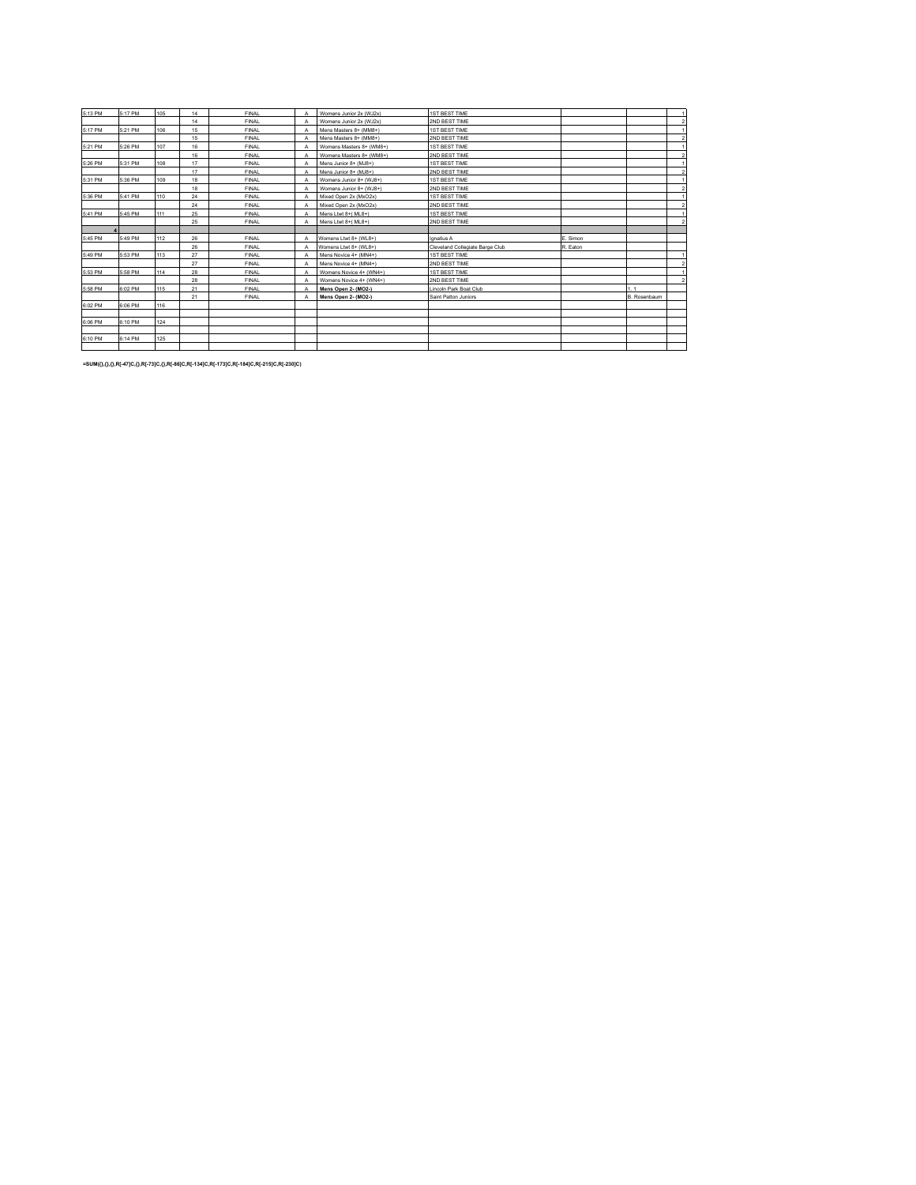| | | | | | | | | | | |
|---|---|---|---|---|---|---|---|---|---|---|
| 5:13 PM | 5:17 PM | 105 | 14 | FINAL | A | Womens Junior 2x (WJ2x) | 1ST BEST TIME | | | 1 |
| | | | 14 | FINAL | A | Womens Junior 2x (WJ2x) | 2ND BEST TIME | | | 2 |
| 5:17 PM | 5:21 PM | 106 | 15 | FINAL | A | Mens Masters 8+ (MM8+) | 1ST BEST TIME | | | 1 |
| | | | 15 | FINAL | A | Mens Masters 8+ (MM8+) | 2ND BEST TIME | | | 2 |
| 5:21 PM | 5:26 PM | 107 | 16 | FINAL | A | Womens Masters 8+ (WM8+) | 1ST BEST TIME | | | 1 |
| | | | 16 | FINAL | A | Womens Masters 8+ (WM8+) | 2ND BEST TIME | | | 2 |
| 5:26 PM | 5:31 PM | 108 | 17 | FINAL | A | Mens Junior 8+ (MJ8+) | 1ST BEST TIME | | | 1 |
| | | | 17 | FINAL | A | Mens Junior 8+ (MJ8+) | 2ND BEST TIME | | | 2 |
| 5:31 PM | 5:36 PM | 109 | 18 | FINAL | A | Womens Junior 8+ (WJ8+) | 1ST BEST TIME | | | 1 |
| | | | 18 | FINAL | A | Womens Junior 8+ (WJ8+) | 2ND BEST TIME | | | 2 |
| 5:36 PM | 5:41 PM | 110 | 24 | FINAL | A | Mixed Open 2x (MxO2x) | 1ST BEST TIME | | | 1 |
| | | | 24 | FINAL | A | Mixed Open 2x (MxO2x) | 2ND BEST TIME | | | 2 |
| 5:41 PM | 5:45 PM | 111 | 25 | FINAL | A | Mens Ltwt 8+( ML8+) | 1ST BEST TIME | | | 1 |
| | | | 25 | FINAL | A | Mens Ltwt 8+( ML8+) | 2ND BEST TIME | | | 2 |
| 4 | | | | | | | | | | |
| 5:45 PM | 5:49 PM | 112 | 26 | FINAL | A | Womens Ltwt 8+ (WL8+) | Ignatius A | E. Simon | | |
| | | | 26 | FINAL | A | Womens Ltwt 8+ (WL8+) | Cleveland Collegiate Barge Club | R. Eaton | | |
| 5:49 PM | 5:53 PM | 113 | 27 | FINAL | A | Mens Novice 4+ (MN4+) | 1ST BEST TIME | | | 1 |
| | | | 27 | FINAL | A | Mens Novice 4+ (MN4+) | 2ND BEST TIME | | | 2 |
| 5:53 PM | 5:58 PM | 114 | 28 | FINAL | A | Womens Novice 4+ (WN4+) | 1ST BEST TIME | | | 1 |
| | | | 28 | FINAL | A | Womens Novice 4+ (WN4+) | 2ND BEST TIME | | | 2 |
| 5:58 PM | 6:02 PM | 115 | 21 | FINAL | A | **Mens Open 2- (MO2-)** | Lincoln Park Boat Club | | 1 . 1 | |
| | | | 21 | FINAL | A | **Mens Open 2- (MO2-)** | Saint Patton Juniors | | B. Rosenbaum | |
| 6:02 PM | 6:06 PM | 116 | | | | | | | | |
| | | | | | | | | | | |
| 6:06 PM | 6:10 PM | 124 | | | | | | | | |
| | | | | | | | | | | |
| 6:10 PM | 6:14 PM | 125 | | | | | | | | |
| | | | | | | | | | | |

**=SUM((),(),(),R[-47]C,(),R[-73]C,(),R[-86]C,R[-134]C,R[-173]C,R[-184]C,R[-215]C,R[-230]C)**